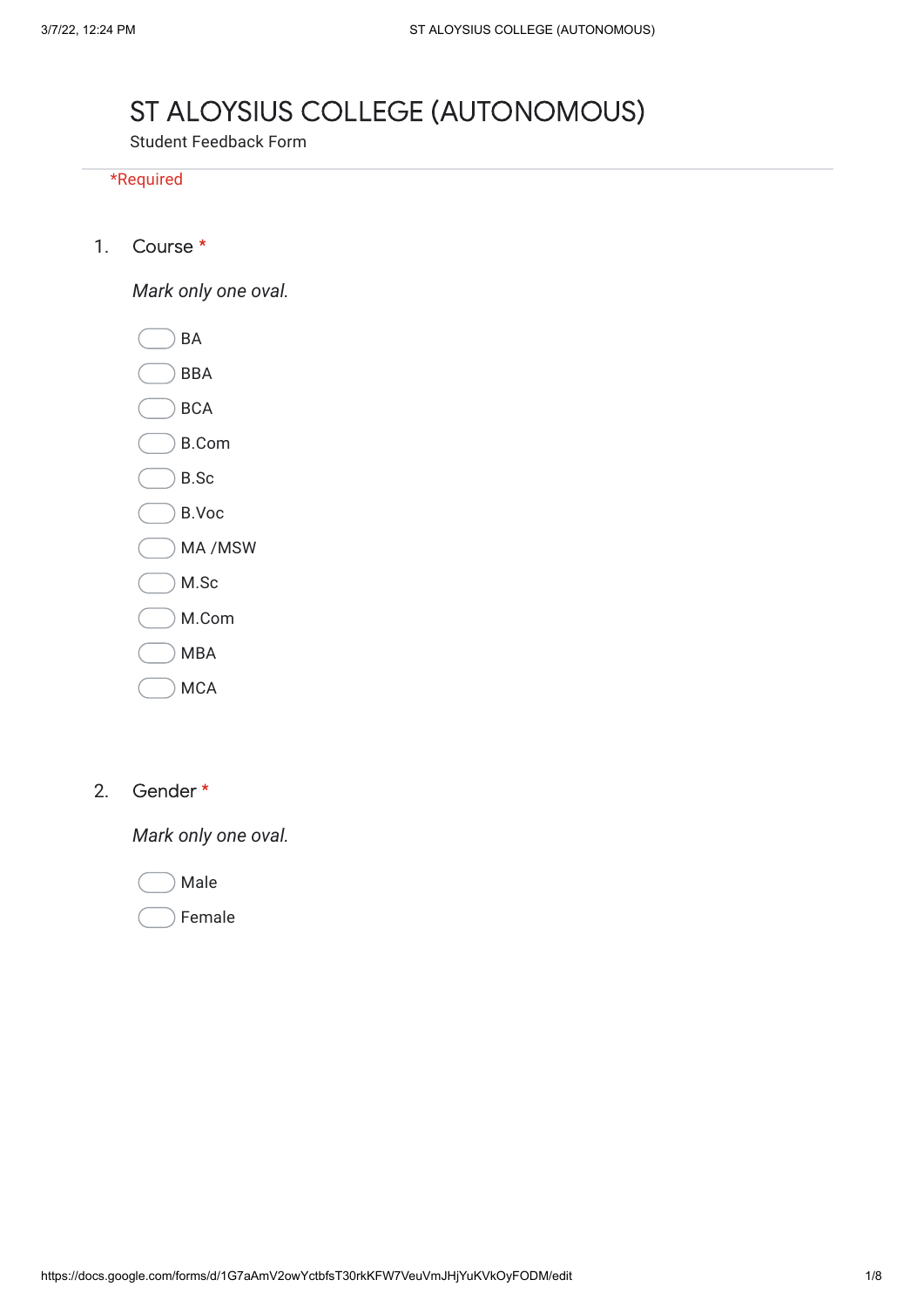# ST ALOYSIUS COLLEGE (AUTONOMOUS)

Student Feedback Form

*Required

1. Course *

*Mark only one oval.*

- BA
- BBA
- BCA
- B.Com
- B.Sc
- B.Voc
- MA /MSW
- M.Sc
- M.Com
- MBA
- MCA

2. Gender *

*Mark only one oval.*

- Male
- Female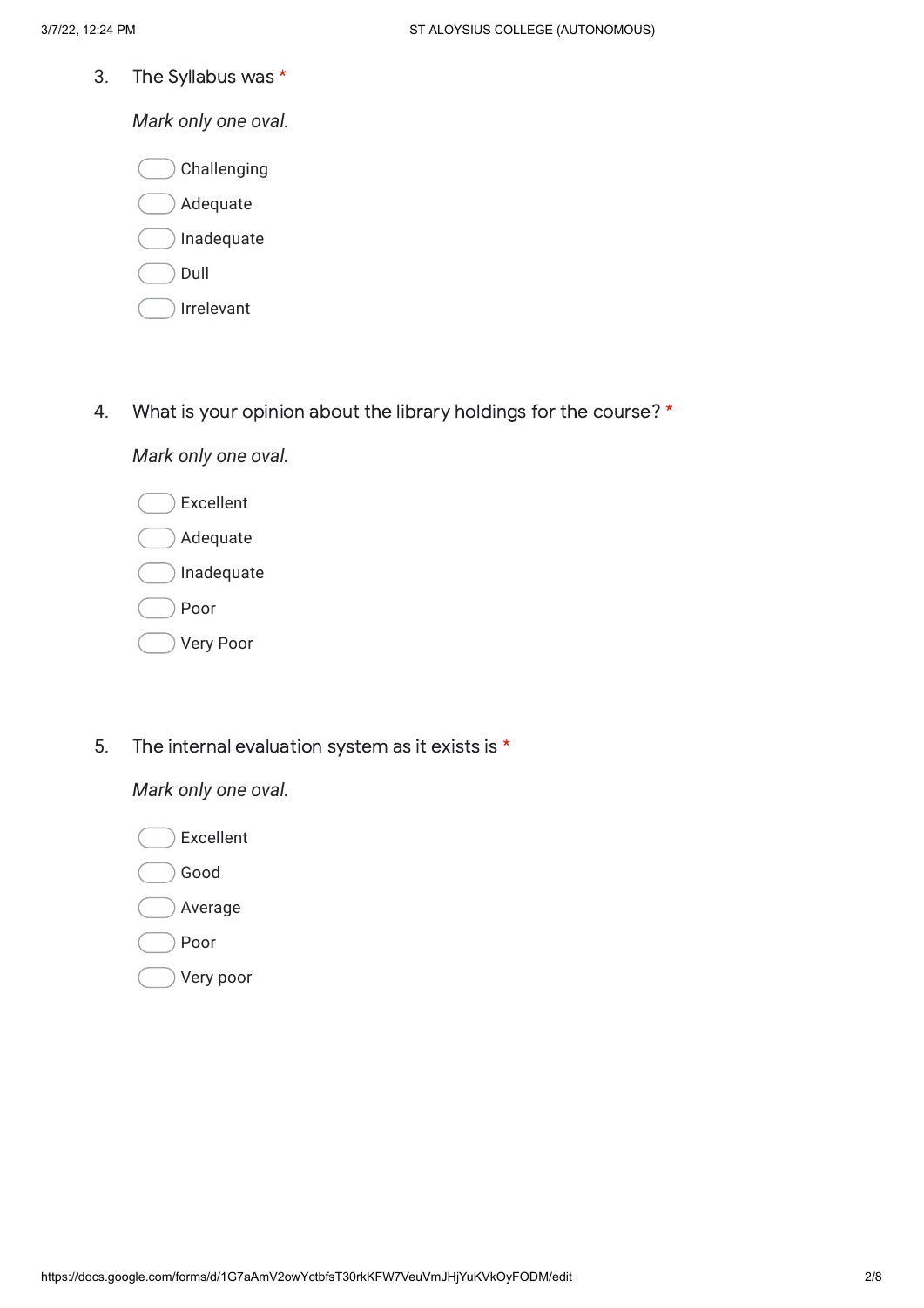3. The Syllabus was *

*Mark only one oval.*

- Challenging
- Adequate
- Inadequate
- Dull
- Irrelevant

4. What is your opinion about the library holdings for the course? *

*Mark only one oval.*

- Excellent
- Adequate
- Inadequate
- Poor
- Very Poor

5. The internal evaluation system as it exists is *

*Mark only one oval.*

- Excellent
- Good
- Average
- Poor
- Very poor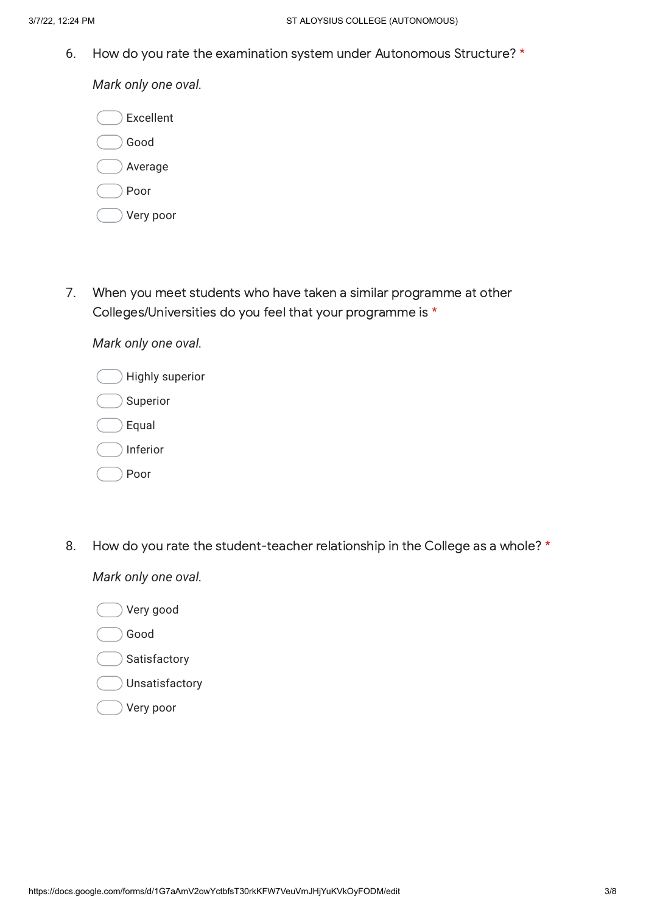6. How do you rate the examination system under Autonomous Structure? *

*Mark only one oval.*

- Excellent
- Good
- Average
- Poor
- Very poor

7. When you meet students who have taken a similar programme at other Colleges/Universities do you feel that your programme is *

*Mark only one oval.*

- Highly superior
- Superior
- Equal
- Inferior
- Poor

8. How do you rate the student-teacher relationship in the College as a whole? *

*Mark only one oval.*

- Very good
- Good
- Satisfactory
- Unsatisfactory
- Very poor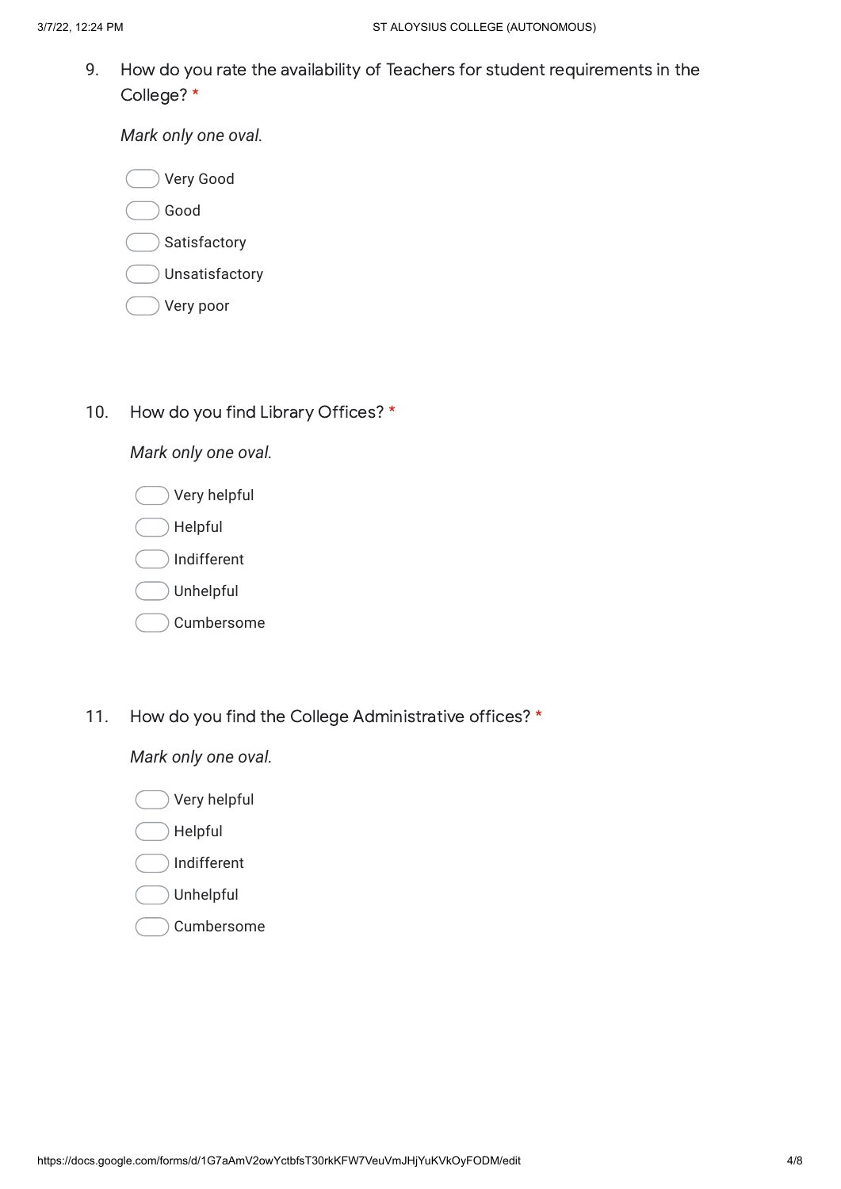9. How do you rate the availability of Teachers for student requirements in the College? *

   *Mark only one oval.*

   - Very Good
   - Good
   - Satisfactory
   - Unsatisfactory
   - Very poor

10. How do you find Library Offices? *

    *Mark only one oval.*

    - Very helpful
    - Helpful
    - Indifferent
    - Unhelpful
    - Cumbersome

11. How do you find the College Administrative offices? *

    *Mark only one oval.*

    - Very helpful
    - Helpful
    - Indifferent
    - Unhelpful
    - Cumbersome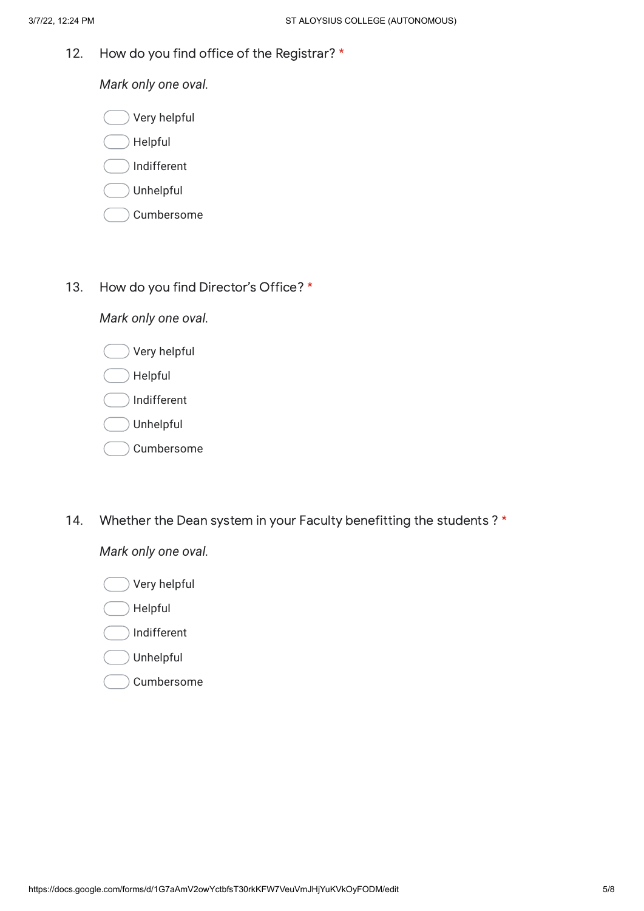12. How do you find office of the Registrar? *

*Mark only one oval.*

- Very helpful
- Helpful
- Indifferent
- Unhelpful
- Cumbersome

13. How do you find Director's Office? *

*Mark only one oval.*

- Very helpful
- Helpful
- Indifferent
- Unhelpful
- Cumbersome

14. Whether the Dean system in your Faculty benefitting the students ? *

*Mark only one oval.*

- Very helpful
- Helpful
- Indifferent
- Unhelpful
- Cumbersome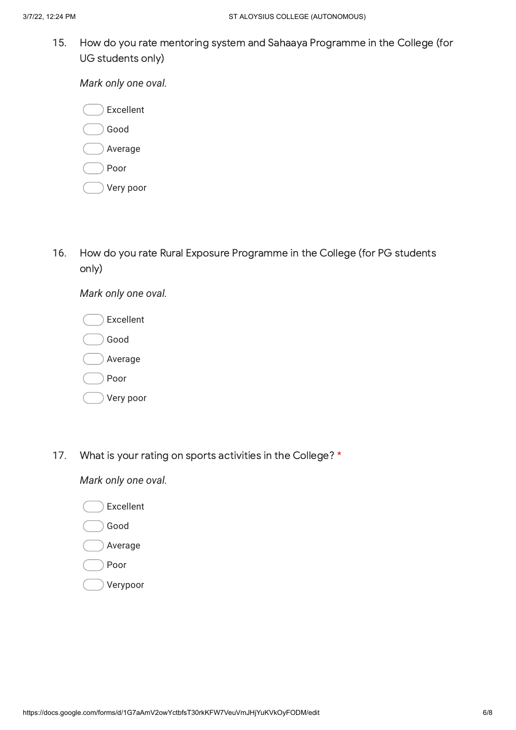15. How do you rate mentoring system and Sahaaya Programme in the College (for UG students only)

*Mark only one oval.*

- Excellent
- Good
- Average
- Poor
- Very poor

16. How do you rate Rural Exposure Programme in the College (for PG students only)

*Mark only one oval.*

- Excellent
- Good
- Average
- Poor
- Very poor

17. What is your rating on sports activities in the College? *

*Mark only one oval.*

- Excellent
- Good
- Average
- Poor
- Verypoor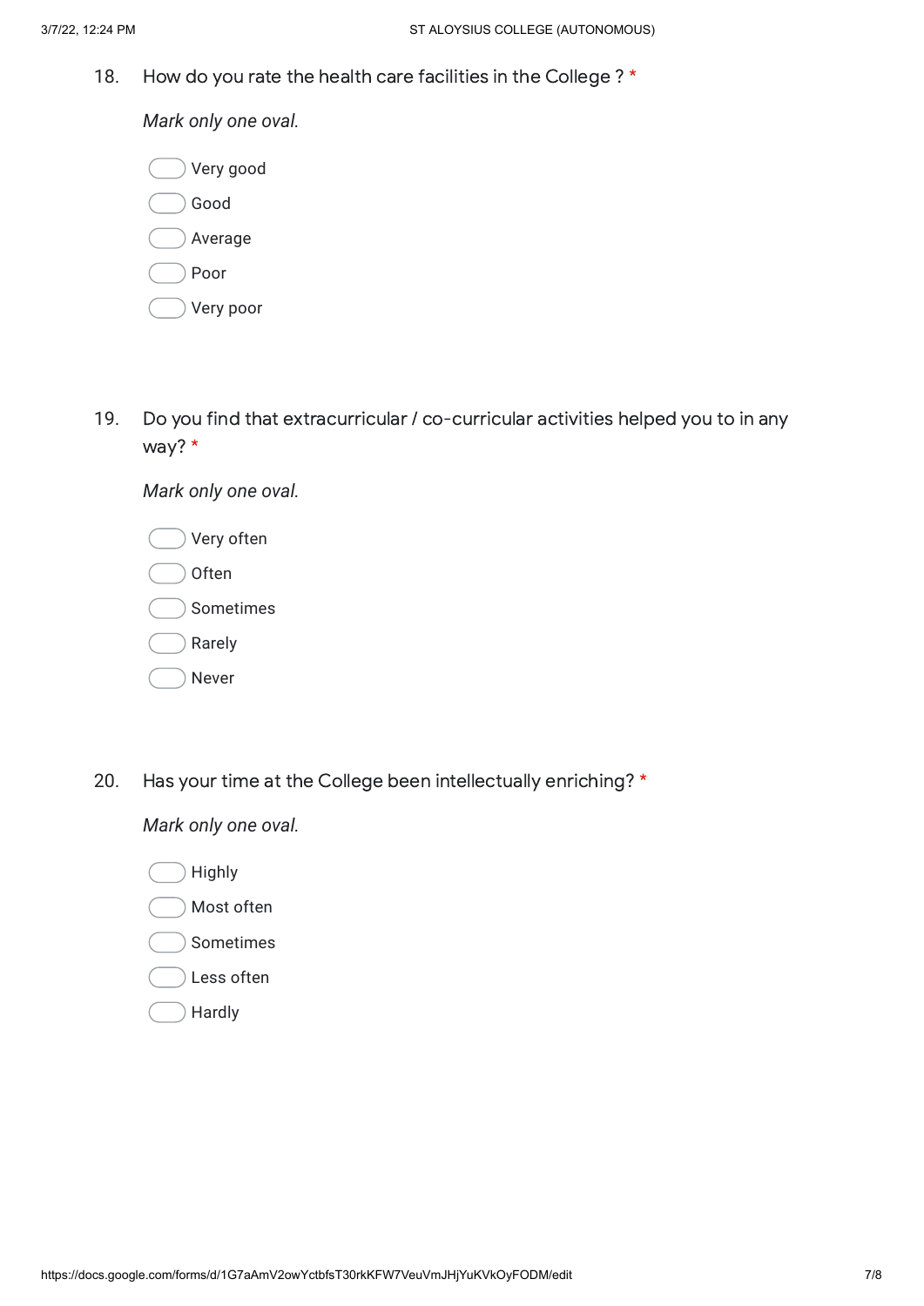18. How do you rate the health care facilities in the College ? *

*Mark only one oval.*

- Very good
- Good
- Average
- Poor
- Very poor

19. Do you find that extracurricular / co-curricular activities helped you to in any way? *

*Mark only one oval.*

- Very often
- Often
- Sometimes
- Rarely
- Never

20. Has your time at the College been intellectually enriching? *

*Mark only one oval.*

- Highly
- Most often
- Sometimes
- Less often
- Hardly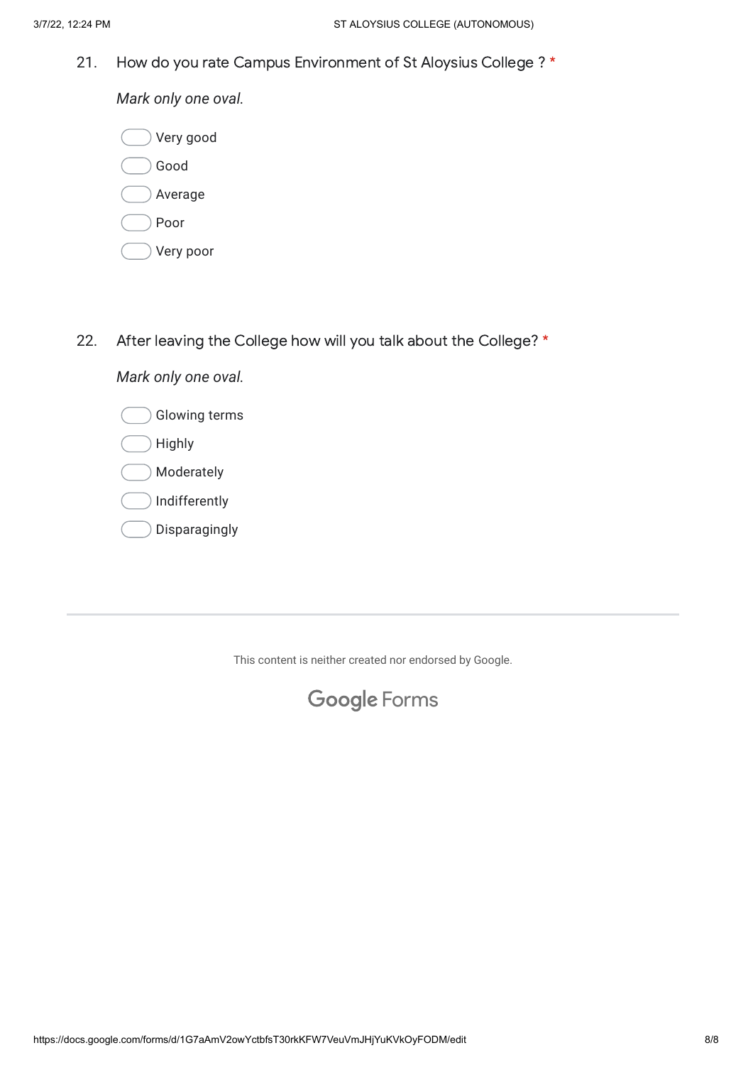21. How do you rate Campus Environment of St Aloysius College ? *

*Mark only one oval.*

- Very good
- Good
- Average
- Poor
- Very poor

22. After leaving the College how will you talk about the College? *

*Mark only one oval.*

- Glowing terms
- Highly
- Moderately
- Indifferently
- Disparagingly

---

This content is neither created nor endorsed by Google.

Google Forms